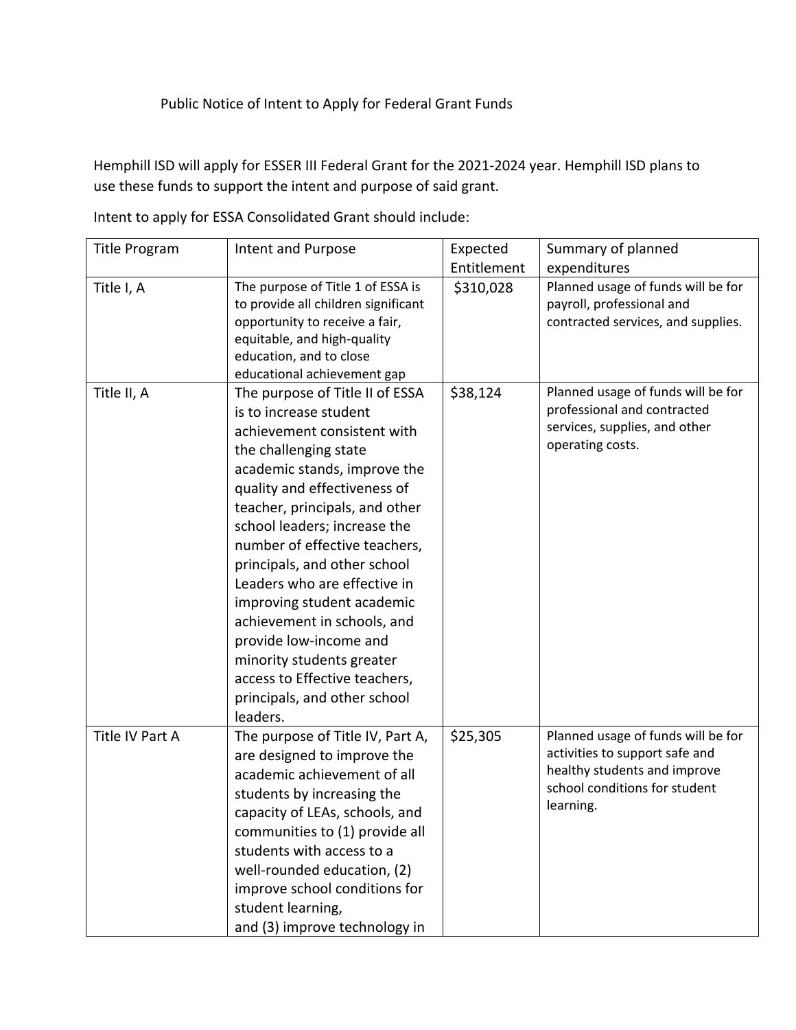Public Notice of Intent to Apply for Federal Grant Funds

Hemphill ISD will apply for ESSER III Federal Grant for the 2021-2024 year. Hemphill ISD plans to use these funds to support the intent and purpose of said grant.

Intent to apply for ESSA Consolidated Grant should include:

| Title Program | Intent and Purpose | Expected Entitlement | Summary of planned expenditures |
| --- | --- | --- | --- |
| Title I, A | The purpose of Title 1 of ESSA is to provide all children significant opportunity to receive a fair, equitable, and high-quality education, and to close educational achievement gap | $310,028 | Planned usage of funds will be for payroll, professional and contracted services, and supplies. |
| Title II, A | The purpose of Title II of ESSA is to increase student achievement consistent with the challenging state academic stands, improve the quality and effectiveness of teacher, principals, and other school leaders; increase the number of effective teachers, principals, and other school Leaders who are effective in improving student academic achievement in schools, and provide low-income and minority students greater access to Effective teachers, principals, and other school leaders. | $38,124 | Planned usage of funds will be for professional and contracted services, supplies, and other operating costs. |
| Title IV Part A | The purpose of Title IV, Part A, are designed to improve the academic achievement of all students by increasing the capacity of LEAs, schools, and communities to (1) provide all students with access to a well-rounded education, (2) improve school conditions for student learning, and (3) improve technology in | $25,305 | Planned usage of funds will be for activities to support safe and healthy students and improve school conditions for student learning. |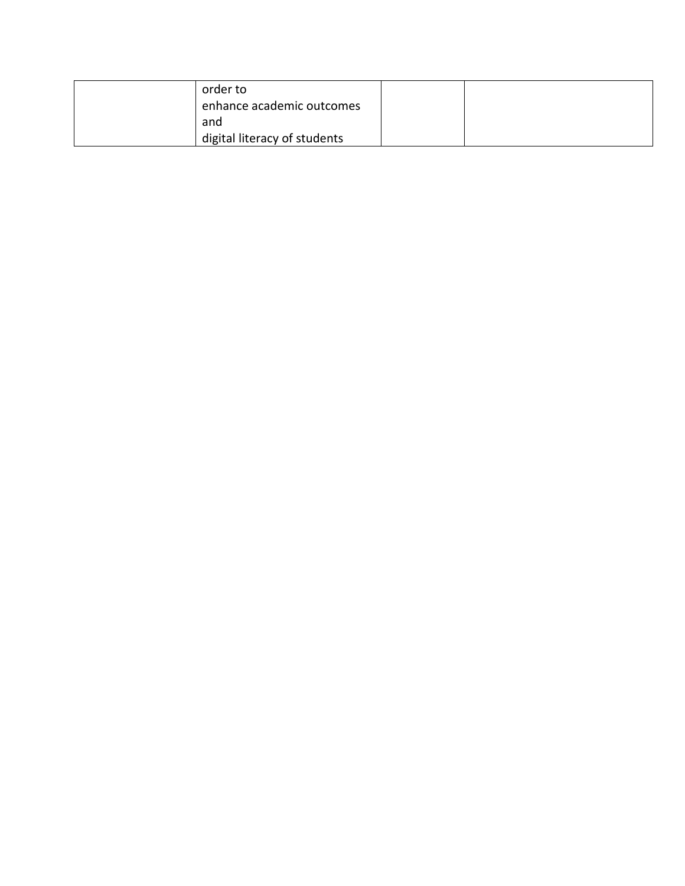| | | | |
|---|---|---|---|
| | order to enhance academic outcomes and digital literacy of students | | |